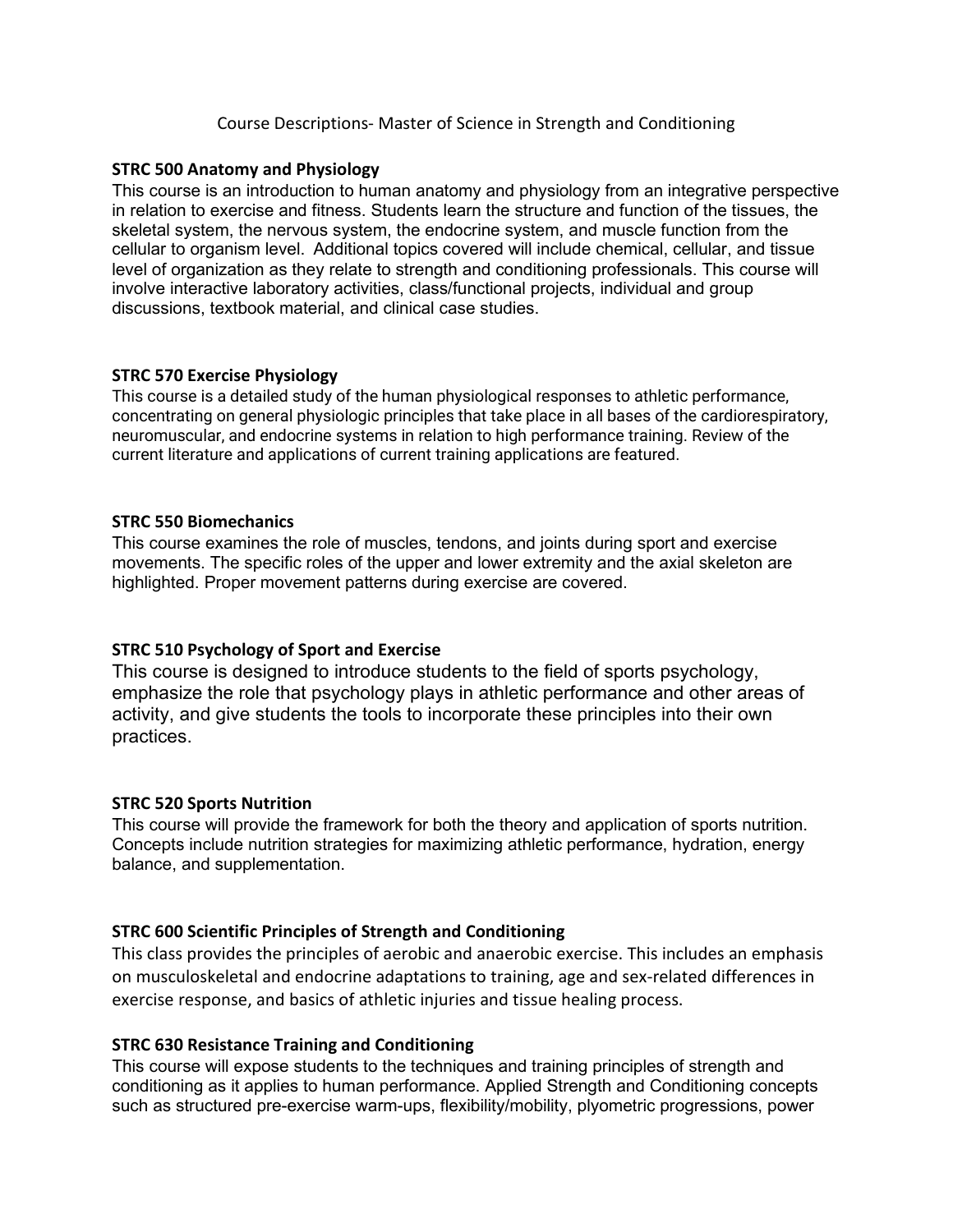# Course Descriptions- Master of Science in Strength and Conditioning

### STRC 500 Anatomy and Physiology

This course is an introduction to human anatomy and physiology from an integrative perspective in relation to exercise and fitness. Students learn the structure and function of the tissues, the skeletal system, the nervous system, the endocrine system, and muscle function from the cellular to organism level. Additional topics covered will include chemical, cellular, and tissue level of organization as they relate to strength and conditioning professionals. This course will involve interactive laboratory activities, class/functional projects, individual and group discussions, textbook material, and clinical case studies.

### STRC 570 Exercise Physiology

This course is a detailed study of the human physiological responses to athletic performance, concentrating on general physiologic principles that take place in all bases of the cardiorespiratory, neuromuscular, and endocrine systems in relation to high performance training. Review of the current literature and applications of current training applications are featured.

### STRC 550 Biomechanics

This course examines the role of muscles, tendons, and joints during sport and exercise movements. The specific roles of the upper and lower extremity and the axial skeleton are highlighted. Proper movement patterns during exercise are covered.

### STRC 510 Psychology of Sport and Exercise

This course is designed to introduce students to the field of sports psychology, emphasize the role that psychology plays in athletic performance and other areas of activity, and give students the tools to incorporate these principles into their own practices.

### STRC 520 Sports Nutrition

This course will provide the framework for both the theory and application of sports nutrition. Concepts include nutrition strategies for maximizing athletic performance, hydration, energy balance, and supplementation.

### STRC 600 Scientific Principles of Strength and Conditioning

This class provides the principles of aerobic and anaerobic exercise. This includes an emphasis on musculoskeletal and endocrine adaptations to training, age and sex-related differences in exercise response, and basics of athletic injuries and tissue healing process.

### STRC 630 Resistance Training and Conditioning

This course will expose students to the techniques and training principles of strength and conditioning as it applies to human performance. Applied Strength and Conditioning concepts such as structured pre-exercise warm-ups, flexibility/mobility, plyometric progressions, power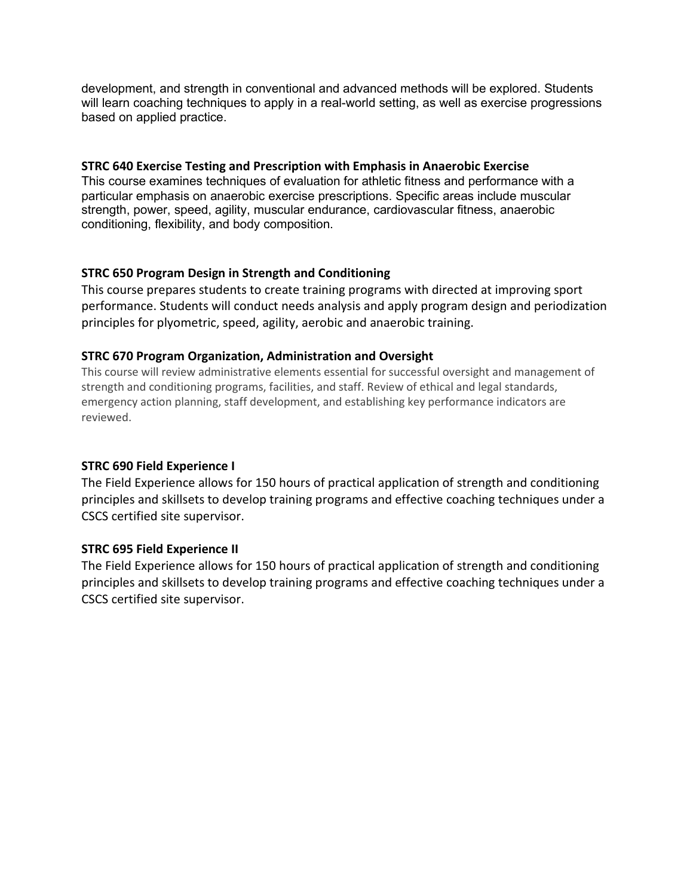development, and strength in conventional and advanced methods will be explored. Students will learn coaching techniques to apply in a real-world setting, as well as exercise progressions based on applied practice.

**STRC 640 Exercise Testing and Prescription with Emphasis in Anaerobic Exercise**
This course examines techniques of evaluation for athletic fitness and performance with a particular emphasis on anaerobic exercise prescriptions. Specific areas include muscular strength, power, speed, agility, muscular endurance, cardiovascular fitness, anaerobic conditioning, flexibility, and body composition.

**STRC 650 Program Design in Strength and Conditioning**
This course prepares students to create training programs with directed at improving sport performance. Students will conduct needs analysis and apply program design and periodization principles for plyometric, speed, agility, aerobic and anaerobic training.

**STRC 670 Program Organization, Administration and Oversight**
This course will review administrative elements essential for successful oversight and management of strength and conditioning programs, facilities, and staff. Review of ethical and legal standards, emergency action planning, staff development, and establishing key performance indicators are reviewed.

**STRC 690 Field Experience I**
The Field Experience allows for 150 hours of practical application of strength and conditioning principles and skillsets to develop training programs and effective coaching techniques under a CSCS certified site supervisor.

**STRC 695 Field Experience II**
The Field Experience allows for 150 hours of practical application of strength and conditioning principles and skillsets to develop training programs and effective coaching techniques under a CSCS certified site supervisor.